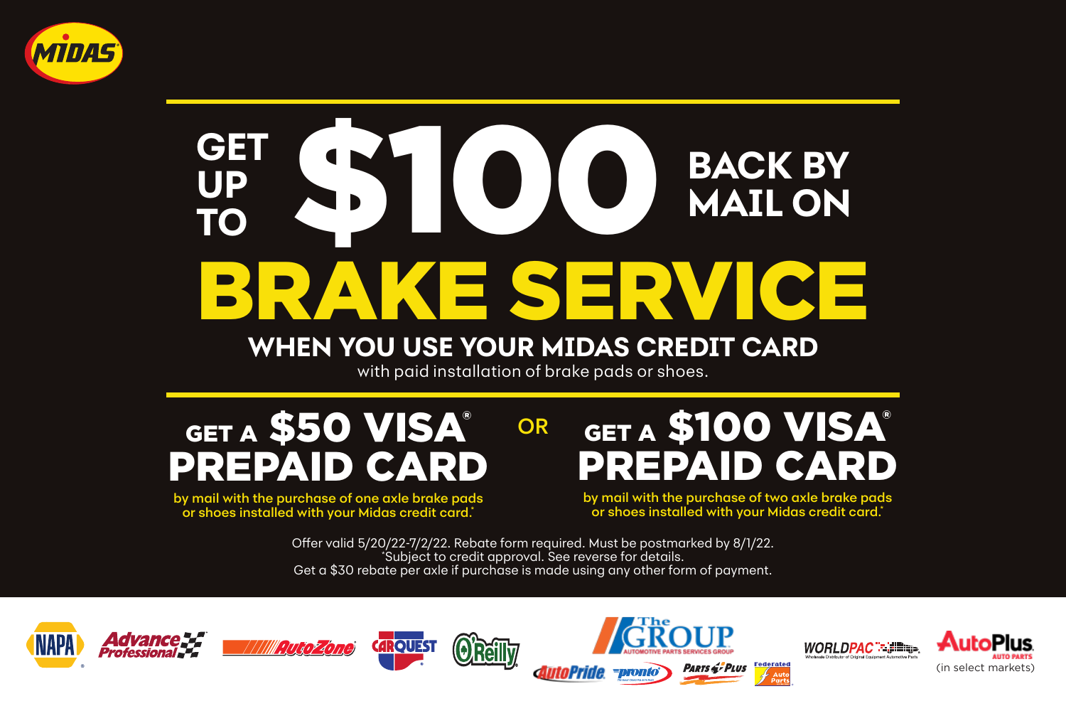MIDAS

# GET UP TO $100 BACK BY MAIL ON BRAKE SERVICE

## WHEN YOU USE YOUR MIDAS CREDIT CARD

with paid installation of brake pads or shoes.

## GET A $50 VISA® PREPAID CARD

by mail with the purchase of one axle brake pads or shoes installed with your Midas credit card.*

OR

## GET A $100 VISA® PREPAID CARD

by mail with the purchase of two axle brake pads or shoes installed with your Midas credit card.*

Offer valid 5/20/22-7/2/22. Rebate form required. Must be postmarked by 8/1/22.
*Subject to credit approval. See reverse for details.
Get a $30 rebate per axle if purchase is made using any other form of payment.

NAPA · Advance Professional · AutoZone · CARQUEST · O'Reilly · The Group Automotive Parts Services Group · AutoPride · pronto · Parts Plus · Federated Auto Parts · WORLDPAC · AutoPlus Auto Parts (in select markets)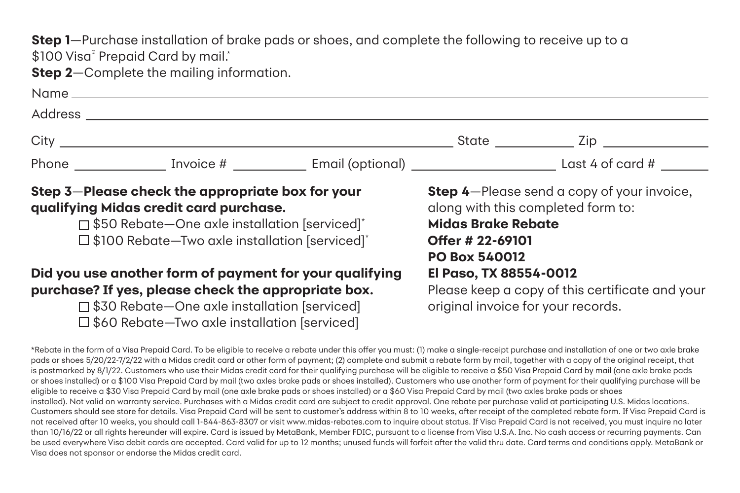**Step 1**—Purchase installation of brake pads or shoes, and complete the following to receive up to a $100 Visa® Prepaid Card by mail.*

**Step 2**—Complete the mailing information.

Name ______________________________

Address ______________________________

City ______________________________ State ____________ Zip ______________

Phone ______________ Invoice # ____________ Email (optional) ______________________ Last 4 of card # ________

**Step 3**—**Please check the appropriate box for your qualifying Midas credit card purchase.**

- ☐ $50 Rebate—One axle installation [serviced]*
- ☐ $100 Rebate—Two axle installation [serviced]*

**Did you use another form of payment for your qualifying purchase? If yes, please check the appropriate box.**

- ☐ $30 Rebate—One axle installation [serviced]
- ☐ $60 Rebate—Two axle installation [serviced]

**Step 4**—Please send a copy of your invoice, along with this completed form to:

**Midas Brake Rebate**
**Offer # 22-69101**
**PO Box 540012**
**El Paso, TX 88554-0012**

Please keep a copy of this certificate and your original invoice for your records.

*Rebate in the form of a Visa Prepaid Card. To be eligible to receive a rebate under this offer you must: (1) make a single-receipt purchase and installation of one or two axle brake pads or shoes 5/20/22-7/2/22 with a Midas credit card or other form of payment; (2) complete and submit a rebate form by mail, together with a copy of the original receipt, that is postmarked by 8/1/22. Customers who use their Midas credit card for their qualifying purchase will be eligible to receive a $50 Visa Prepaid Card by mail (one axle brake pads or shoes installed) or a $100 Visa Prepaid Card by mail (two axles brake pads or shoes installed). Customers who use another form of payment for their qualifying purchase will be eligible to receive a $30 Visa Prepaid Card by mail (one axle brake pads or shoes installed) or a $60 Visa Prepaid Card by mail (two axles brake pads or shoes installed). Not valid on warranty service. Purchases with a Midas credit card are subject to credit approval. One rebate per purchase valid at participating U.S. Midas locations. Customers should see store for details. Visa Prepaid Card will be sent to customer's address within 8 to 10 weeks, after receipt of the completed rebate form. If Visa Prepaid Card is not received after 10 weeks, you should call 1-844-863-8307 or visit www.midas-rebates.com to inquire about status. If Visa Prepaid Card is not received, you must inquire no later than 10/16/22 or all rights hereunder will expire. Card is issued by MetaBank, Member FDIC, pursuant to a license from Visa U.S.A. Inc. No cash access or recurring payments. Can be used everywhere Visa debit cards are accepted. Card valid for up to 12 months; unused funds will forfeit after the valid thru date. Card terms and conditions apply. MetaBank or Visa does not sponsor or endorse the Midas credit card.